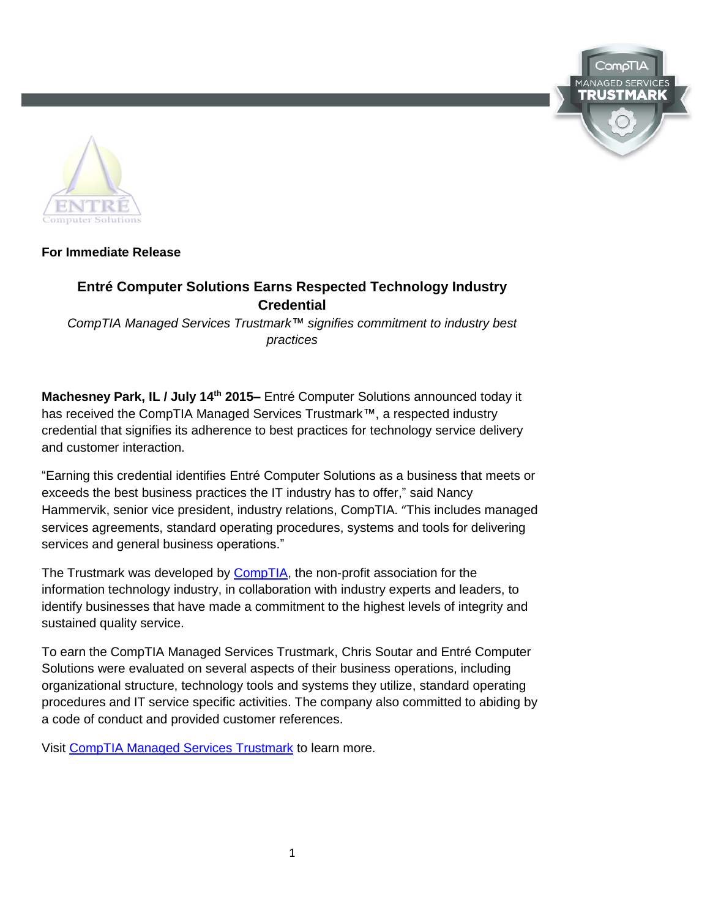**For Immediate Release**

# Entré Computer Solutions Earns Respected Technology Industry Credential

*CompTIA Managed Services Trustmark™ signifies commitment to industry best practices*

**Machesney Park, IL / July 14th 2015–** Entré Computer Solutions announced today it has received the CompTIA Managed Services Trustmark™, a respected industry credential that signifies its adherence to best practices for technology service delivery and customer interaction.

"Earning this credential identifies Entré Computer Solutions as a business that meets or exceeds the best business practices the IT industry has to offer," said Nancy Hammervik, senior vice president, industry relations, CompTIA. "This includes managed services agreements, standard operating procedures, systems and tools for delivering services and general business operations."

The Trustmark was developed by CompTIA, the non-profit association for the information technology industry, in collaboration with industry experts and leaders, to identify businesses that have made a commitment to the highest levels of integrity and sustained quality service.

To earn the CompTIA Managed Services Trustmark, Chris Soutar and Entré Computer Solutions were evaluated on several aspects of their business operations, including organizational structure, technology tools and systems they utilize, standard operating procedures and IT service specific activities. The company also committed to abiding by a code of conduct and provided customer references.

Visit CompTIA Managed Services Trustmark to learn more.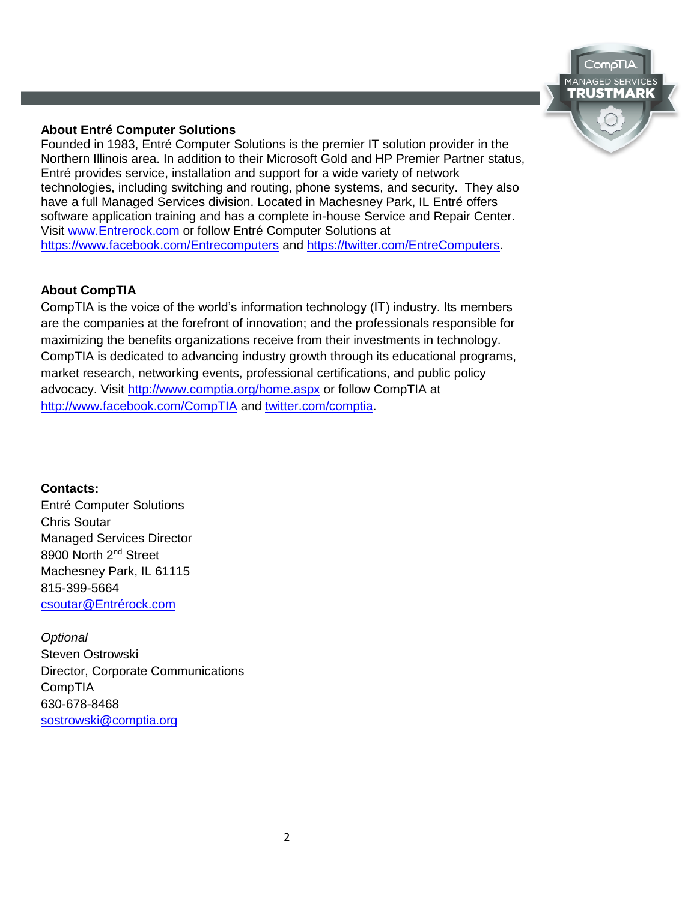**About Entré Computer Solutions**

Founded in 1983, Entré Computer Solutions is the premier IT solution provider in the Northern Illinois area. In addition to their Microsoft Gold and HP Premier Partner status, Entré provides service, installation and support for a wide variety of network technologies, including switching and routing, phone systems, and security. They also have a full Managed Services division. Located in Machesney Park, IL Entré offers software application training and has a complete in-house Service and Repair Center. Visit www.Entrerock.com or follow Entré Computer Solutions at https://www.facebook.com/Entrecomputers and https://twitter.com/EntreComputers.

**About CompTIA**

CompTIA is the voice of the world's information technology (IT) industry. Its members are the companies at the forefront of innovation; and the professionals responsible for maximizing the benefits organizations receive from their investments in technology. CompTIA is dedicated to advancing industry growth through its educational programs, market research, networking events, professional certifications, and public policy advocacy. Visit http://www.comptia.org/home.aspx or follow CompTIA at http://www.facebook.com/CompTIA and twitter.com/comptia.

**Contacts:**

Entré Computer Solutions
Chris Soutar
Managed Services Director
8900 North 2nd Street
Machesney Park, IL 61115
815-399-5664
csoutar@Entrérock.com

*Optional*
Steven Ostrowski
Director, Corporate Communications
CompTIA
630-678-8468
sostrowski@comptia.org